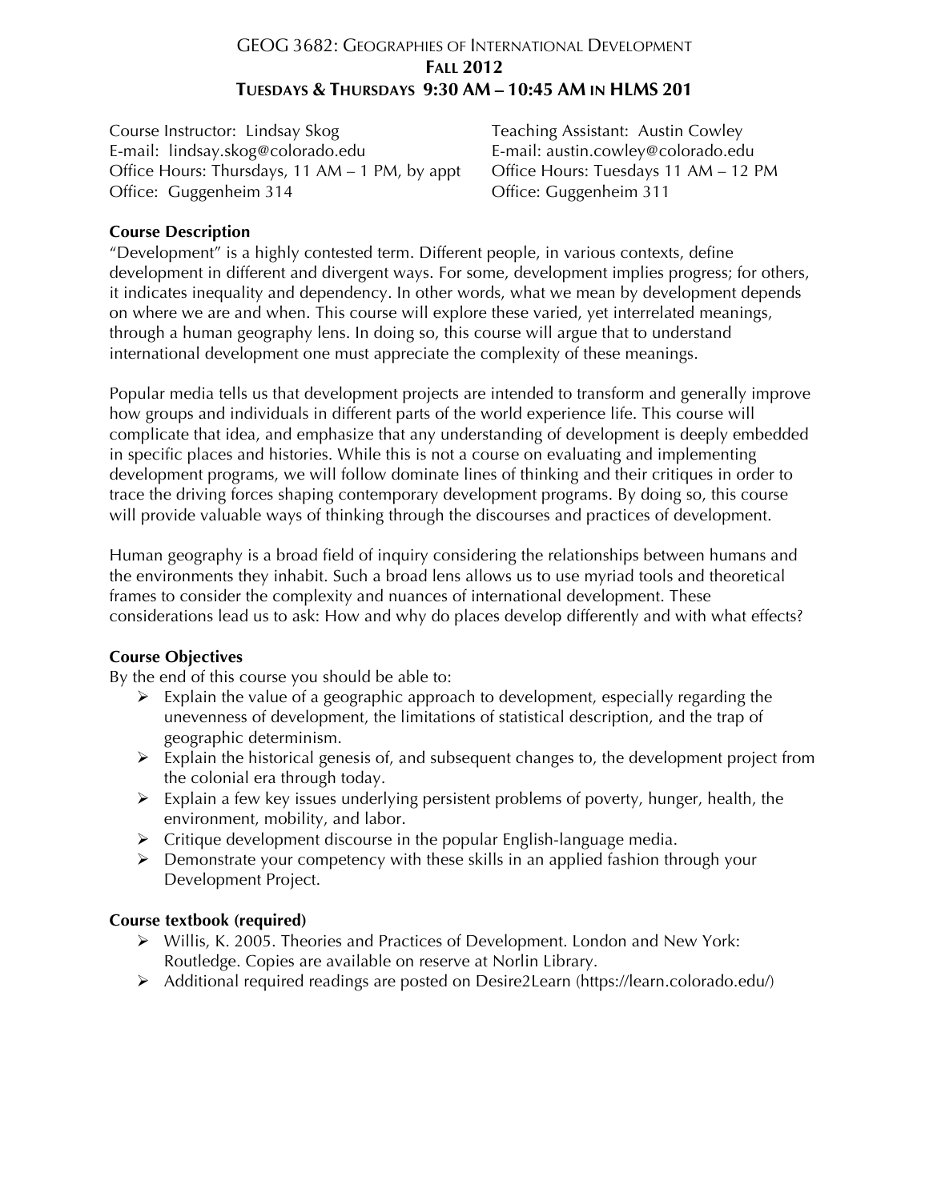# GEOG 3682: Geographies of International Development
## Fall 2012
## Tuesdays & Thursdays 9:30 AM – 10:45 AM in HLMS 201

Course Instructor: Lindsay Skog
E-mail: lindsay.skog@colorado.edu
Office Hours: Thursdays, 11 AM – 1 PM, by appt
Office: Guggenheim 314

Teaching Assistant: Austin Cowley
E-mail: austin.cowley@colorado.edu
Office Hours: Tuesdays 11 AM – 12 PM
Office: Guggenheim 311

**Course Description**

"Development" is a highly contested term. Different people, in various contexts, define development in different and divergent ways. For some, development implies progress; for others, it indicates inequality and dependency. In other words, what we mean by development depends on where we are and when. This course will explore these varied, yet interrelated meanings, through a human geography lens. In doing so, this course will argue that to understand international development one must appreciate the complexity of these meanings.

Popular media tells us that development projects are intended to transform and generally improve how groups and individuals in different parts of the world experience life. This course will complicate that idea, and emphasize that any understanding of development is deeply embedded in specific places and histories. While this is not a course on evaluating and implementing development programs, we will follow dominate lines of thinking and their critiques in order to trace the driving forces shaping contemporary development programs. By doing so, this course will provide valuable ways of thinking through the discourses and practices of development.

Human geography is a broad field of inquiry considering the relationships between humans and the environments they inhabit. Such a broad lens allows us to use myriad tools and theoretical frames to consider the complexity and nuances of international development. These considerations lead us to ask: How and why do places develop differently and with what effects?

**Course Objectives**

By the end of this course you should be able to:

- Explain the value of a geographic approach to development, especially regarding the unevenness of development, the limitations of statistical description, and the trap of geographic determinism.
- Explain the historical genesis of, and subsequent changes to, the development project from the colonial era through today.
- Explain a few key issues underlying persistent problems of poverty, hunger, health, the environment, mobility, and labor.
- Critique development discourse in the popular English-language media.
- Demonstrate your competency with these skills in an applied fashion through your Development Project.

**Course textbook (required)**

- Willis, K. 2005. Theories and Practices of Development. London and New York: Routledge. Copies are available on reserve at Norlin Library.
- Additional required readings are posted on Desire2Learn (https://learn.colorado.edu/)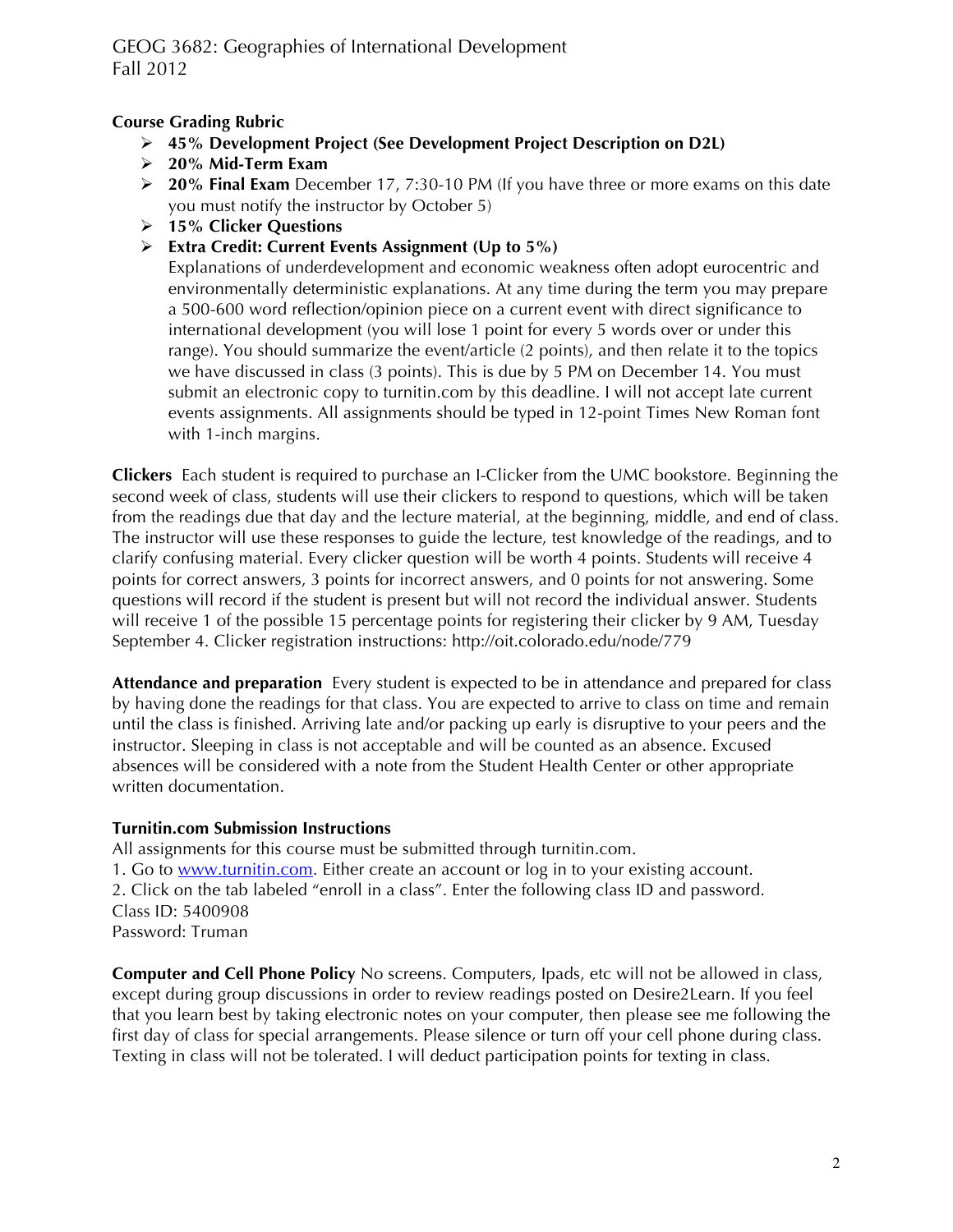**Course Grading Rubric**

- **45% Development Project (See Development Project Description on D2L)**
- **20% Mid-Term Exam**
- **20% Final Exam** December 17, 7:30-10 PM (If you have three or more exams on this date you must notify the instructor by October 5)
- **15% Clicker Questions**
- **Extra Credit: Current Events Assignment (Up to 5%)**
  Explanations of underdevelopment and economic weakness often adopt eurocentric and environmentally deterministic explanations. At any time during the term you may prepare a 500-600 word reflection/opinion piece on a current event with direct significance to international development (you will lose 1 point for every 5 words over or under this range). You should summarize the event/article (2 points), and then relate it to the topics we have discussed in class (3 points). This is due by 5 PM on December 14. You must submit an electronic copy to turnitin.com by this deadline. I will not accept late current events assignments. All assignments should be typed in 12-point Times New Roman font with 1-inch margins.

**Clickers** Each student is required to purchase an I-Clicker from the UMC bookstore. Beginning the second week of class, students will use their clickers to respond to questions, which will be taken from the readings due that day and the lecture material, at the beginning, middle, and end of class. The instructor will use these responses to guide the lecture, test knowledge of the readings, and to clarify confusing material. Every clicker question will be worth 4 points. Students will receive 4 points for correct answers, 3 points for incorrect answers, and 0 points for not answering. Some questions will record if the student is present but will not record the individual answer. Students will receive 1 of the possible 15 percentage points for registering their clicker by 9 AM, Tuesday September 4. Clicker registration instructions: http://oit.colorado.edu/node/779

**Attendance and preparation** Every student is expected to be in attendance and prepared for class by having done the readings for that class. You are expected to arrive to class on time and remain until the class is finished. Arriving late and/or packing up early is disruptive to your peers and the instructor. Sleeping in class is not acceptable and will be counted as an absence. Excused absences will be considered with a note from the Student Health Center or other appropriate written documentation.

**Turnitin.com Submission Instructions**

All assignments for this course must be submitted through turnitin.com.

1. Go to www.turnitin.com. Either create an account or log in to your existing account.
2. Click on the tab labeled "enroll in a class". Enter the following class ID and password.

Class ID: 5400908
Password: Truman

**Computer and Cell Phone Policy** No screens. Computers, Ipads, etc will not be allowed in class, except during group discussions in order to review readings posted on Desire2Learn. If you feel that you learn best by taking electronic notes on your computer, then please see me following the first day of class for special arrangements. Please silence or turn off your cell phone during class. Texting in class will not be tolerated. I will deduct participation points for texting in class.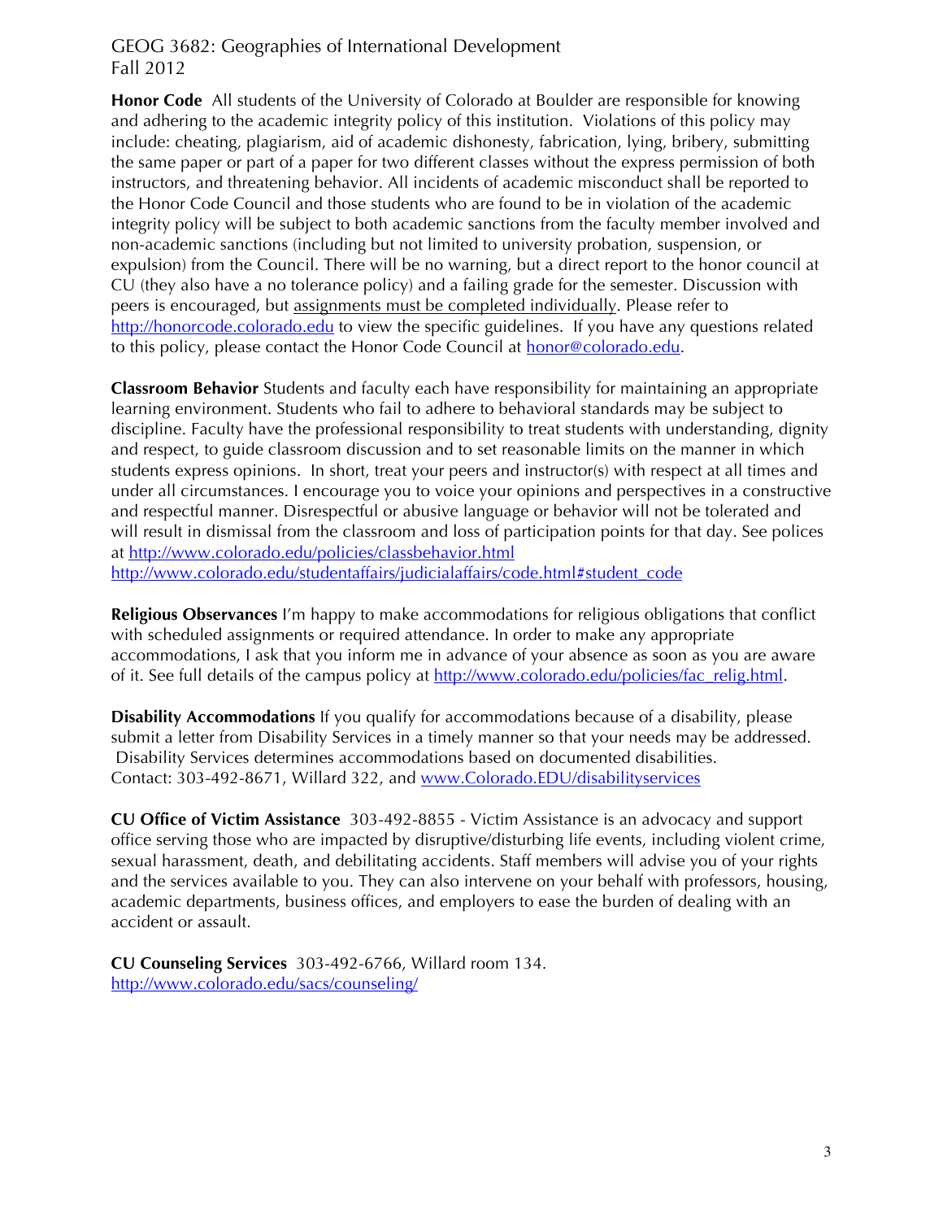**Honor Code** All students of the University of Colorado at Boulder are responsible for knowing and adhering to the academic integrity policy of this institution. Violations of this policy may include: cheating, plagiarism, aid of academic dishonesty, fabrication, lying, bribery, submitting the same paper or part of a paper for two different classes without the express permission of both instructors, and threatening behavior. All incidents of academic misconduct shall be reported to the Honor Code Council and those students who are found to be in violation of the academic integrity policy will be subject to both academic sanctions from the faculty member involved and non-academic sanctions (including but not limited to university probation, suspension, or expulsion) from the Council. There will be no warning, but a direct report to the honor council at CU (they also have a no tolerance policy) and a failing grade for the semester. Discussion with peers is encouraged, but assignments must be completed individually. Please refer to http://honorcode.colorado.edu to view the specific guidelines. If you have any questions related to this policy, please contact the Honor Code Council at honor@colorado.edu.

**Classroom Behavior** Students and faculty each have responsibility for maintaining an appropriate learning environment. Students who fail to adhere to behavioral standards may be subject to discipline. Faculty have the professional responsibility to treat students with understanding, dignity and respect, to guide classroom discussion and to set reasonable limits on the manner in which students express opinions. In short, treat your peers and instructor(s) with respect at all times and under all circumstances. I encourage you to voice your opinions and perspectives in a constructive and respectful manner. Disrespectful or abusive language or behavior will not be tolerated and will result in dismissal from the classroom and loss of participation points for that day. See polices at http://www.colorado.edu/policies/classbehavior.html
http://www.colorado.edu/studentaffairs/judicialaffairs/code.html#student_code

**Religious Observances** I'm happy to make accommodations for religious obligations that conflict with scheduled assignments or required attendance. In order to make any appropriate accommodations, I ask that you inform me in advance of your absence as soon as you are aware of it. See full details of the campus policy at http://www.colorado.edu/policies/fac_relig.html.

**Disability Accommodations** If you qualify for accommodations because of a disability, please submit a letter from Disability Services in a timely manner so that your needs may be addressed. Disability Services determines accommodations based on documented disabilities. Contact: 303-492-8671, Willard 322, and www.Colorado.EDU/disabilityservices

**CU Office of Victim Assistance** 303-492-8855 - Victim Assistance is an advocacy and support office serving those who are impacted by disruptive/disturbing life events, including violent crime, sexual harassment, death, and debilitating accidents. Staff members will advise you of your rights and the services available to you. They can also intervene on your behalf with professors, housing, academic departments, business offices, and employers to ease the burden of dealing with an accident or assault.

**CU Counseling Services** 303-492-6766, Willard room 134.
http://www.colorado.edu/sacs/counseling/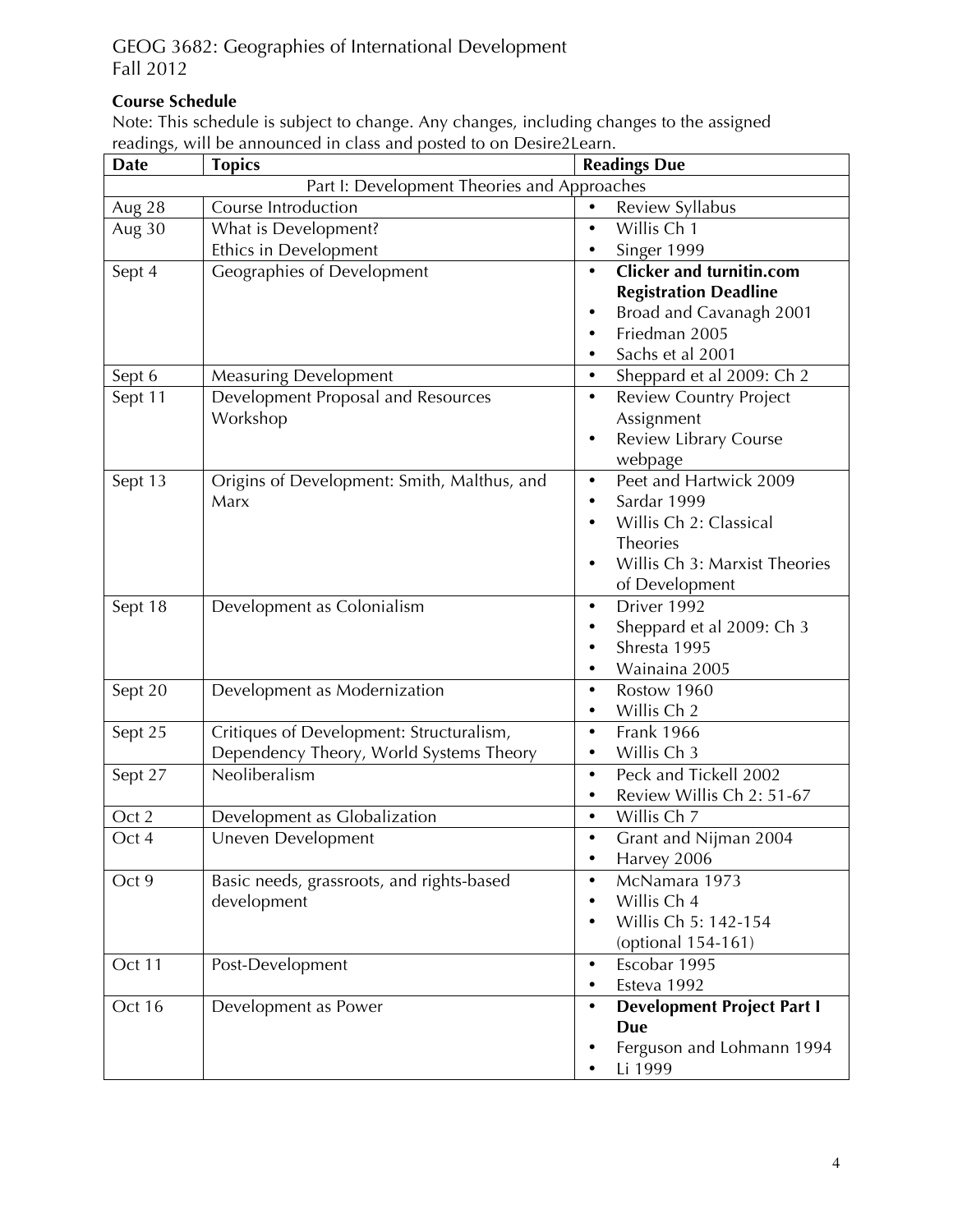GEOG 3682: Geographies of International Development
Fall 2012

**Course Schedule**

Note: This schedule is subject to change. Any changes, including changes to the assigned readings, will be announced in class and posted to on Desire2Learn.

| Date | Topics | Readings Due |
|---|---|---|
| Part I: Development Theories and Approaches | | |
| Aug 28 | Course Introduction | • Review Syllabus |
| Aug 30 | What is Development?<br>Ethics in Development | • Willis Ch 1<br>• Singer 1999 |
| Sept 4 | Geographies of Development | • **Clicker and turnitin.com Registration Deadline**<br>• Broad and Cavanagh 2001<br>• Friedman 2005<br>• Sachs et al 2001 |
| Sept 6 | Measuring Development | • Sheppard et al 2009: Ch 2 |
| Sept 11 | Development Proposal and Resources Workshop | • Review Country Project Assignment<br>• Review Library Course webpage |
| Sept 13 | Origins of Development: Smith, Malthus, and Marx | • Peet and Hartwick 2009<br>• Sardar 1999<br>• Willis Ch 2: Classical Theories<br>• Willis Ch 3: Marxist Theories of Development |
| Sept 18 | Development as Colonialism | • Driver 1992<br>• Sheppard et al 2009: Ch 3<br>• Shresta 1995<br>• Wainaina 2005 |
| Sept 20 | Development as Modernization | • Rostow 1960<br>• Willis Ch 2 |
| Sept 25 | Critiques of Development: Structuralism, Dependency Theory, World Systems Theory | • Frank 1966<br>• Willis Ch 3 |
| Sept 27 | Neoliberalism | • Peck and Tickell 2002<br>• Review Willis Ch 2: 51-67 |
| Oct 2 | Development as Globalization | • Willis Ch 7 |
| Oct 4 | Uneven Development | • Grant and Nijman 2004<br>• Harvey 2006 |
| Oct 9 | Basic needs, grassroots, and rights-based development | • McNamara 1973<br>• Willis Ch 4<br>• Willis Ch 5: 142-154 (optional 154-161) |
| Oct 11 | Post-Development | • Escobar 1995<br>• Esteva 1992 |
| Oct 16 | Development as Power | • **Development Project Part I Due**<br>• Ferguson and Lohmann 1994<br>• Li 1999 |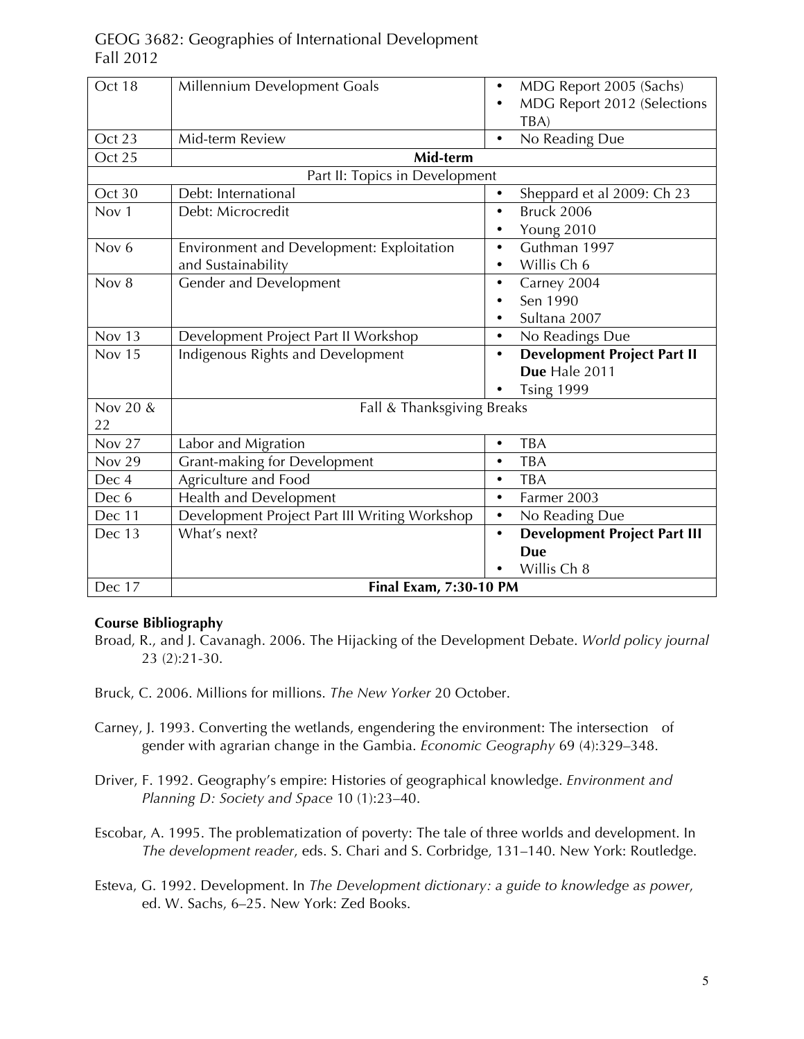| Oct 18 | Millennium Development Goals | • MDG Report 2005 (Sachs)<br>• MDG Report 2012 (Selections TBA) |
|---|---|---|
| Oct 23 | Mid-term Review | • No Reading Due |
| Oct 25 | **Mid-term** | |
| Part II: Topics in Development | | |
| Oct 30 | Debt: International | • Sheppard et al 2009: Ch 23 |
| Nov 1 | Debt: Microcredit | • Bruck 2006<br>• Young 2010 |
| Nov 6 | Environment and Development: Exploitation and Sustainability | • Guthman 1997<br>• Willis Ch 6 |
| Nov 8 | Gender and Development | • Carney 2004<br>• Sen 1990<br>• Sultana 2007 |
| Nov 13 | Development Project Part II Workshop | • No Readings Due |
| Nov 15 | Indigenous Rights and Development | • **Development Project Part II Due** Hale 2011<br>• Tsing 1999 |
| Nov 20 & 22 | Fall & Thanksgiving Breaks | |
| Nov 27 | Labor and Migration | • TBA |
| Nov 29 | Grant-making for Development | • TBA |
| Dec 4 | Agriculture and Food | • TBA |
| Dec 6 | Health and Development | • Farmer 2003 |
| Dec 11 | Development Project Part III Writing Workshop | • No Reading Due |
| Dec 13 | What's next? | • **Development Project Part III Due**<br>• Willis Ch 8 |
| Dec 17 | **Final Exam, 7:30-10 PM** | |

### Course Bibliography

Broad, R., and J. Cavanagh. 2006. The Hijacking of the Development Debate. *World policy journal* 23 (2):21-30.

Bruck, C. 2006. Millions for millions. *The New Yorker* 20 October.

Carney, J. 1993. Converting the wetlands, engendering the environment: The intersection of gender with agrarian change in the Gambia. *Economic Geography* 69 (4):329–348.

Driver, F. 1992. Geography's empire: Histories of geographical knowledge. *Environment and Planning D: Society and Space* 10 (1):23–40.

Escobar, A. 1995. The problematization of poverty: The tale of three worlds and development. In *The development reader*, eds. S. Chari and S. Corbridge, 131–140. New York: Routledge.

Esteva, G. 1992. Development. In *The Development dictionary: a guide to knowledge as power*, ed. W. Sachs, 6–25. New York: Zed Books.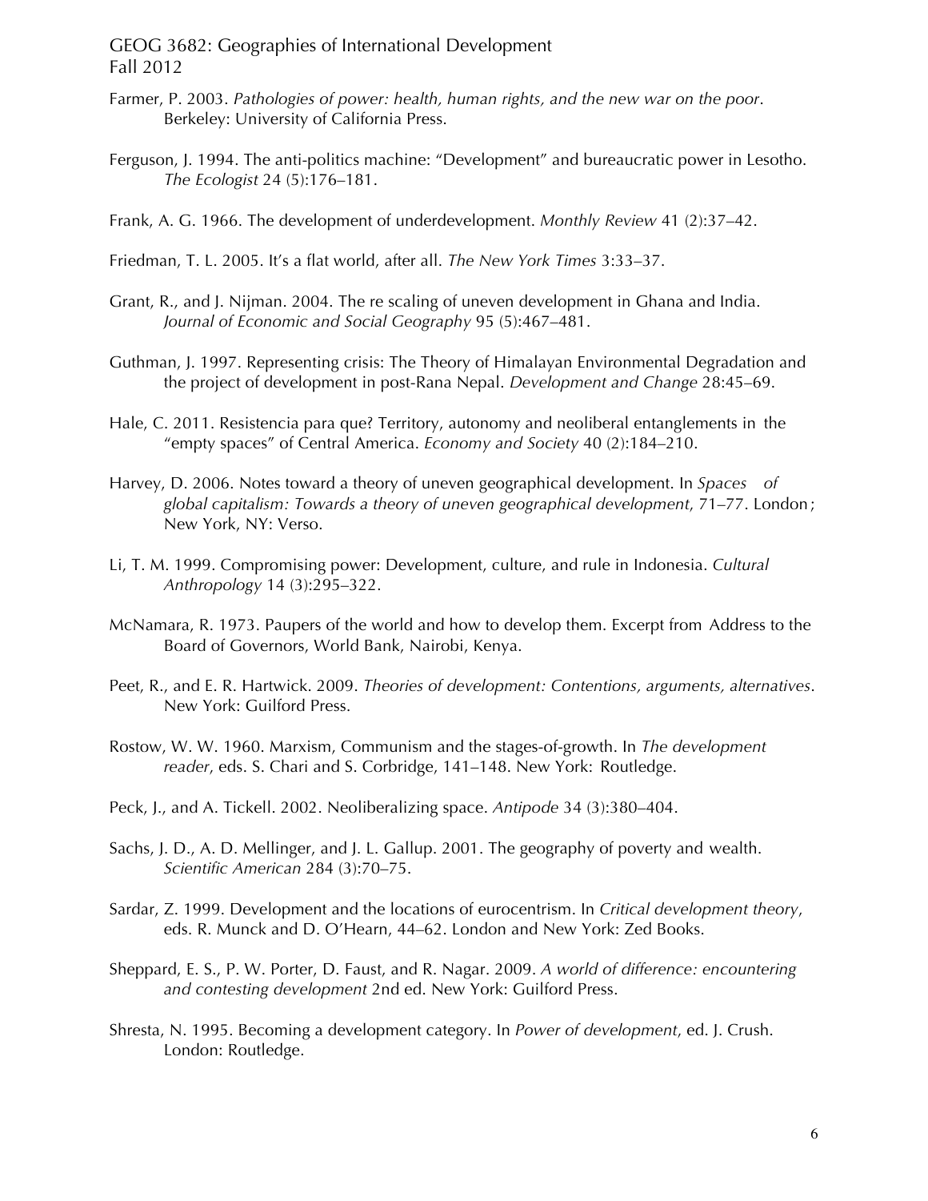Farmer, P. 2003. *Pathologies of power: health, human rights, and the new war on the poor*. Berkeley: University of California Press.

Ferguson, J. 1994. The anti-politics machine: "Development" and bureaucratic power in Lesotho. *The Ecologist* 24 (5):176–181.

Frank, A. G. 1966. The development of underdevelopment. *Monthly Review* 41 (2):37–42.

Friedman, T. L. 2005. It's a flat world, after all. *The New York Times* 3:33–37.

Grant, R., and J. Nijman. 2004. The re scaling of uneven development in Ghana and India. *Journal of Economic and Social Geography* 95 (5):467–481.

Guthman, J. 1997. Representing crisis: The Theory of Himalayan Environmental Degradation and the project of development in post-Rana Nepal. *Development and Change* 28:45–69.

Hale, C. 2011. Resistencia para que? Territory, autonomy and neoliberal entanglements in the "empty spaces" of Central America. *Economy and Society* 40 (2):184–210.

Harvey, D. 2006. Notes toward a theory of uneven geographical development. In *Spaces of global capitalism: Towards a theory of uneven geographical development*, 71–77. London ; New York, NY: Verso.

Li, T. M. 1999. Compromising power: Development, culture, and rule in Indonesia. *Cultural Anthropology* 14 (3):295–322.

McNamara, R. 1973. Paupers of the world and how to develop them. Excerpt from Address to the Board of Governors, World Bank, Nairobi, Kenya.

Peet, R., and E. R. Hartwick. 2009. *Theories of development: Contentions, arguments, alternatives*. New York: Guilford Press.

Rostow, W. W. 1960. Marxism, Communism and the stages-of-growth. In *The development reader*, eds. S. Chari and S. Corbridge, 141–148. New York: Routledge.

Peck, J., and A. Tickell. 2002. Neoliberalizing space. *Antipode* 34 (3):380–404.

Sachs, J. D., A. D. Mellinger, and J. L. Gallup. 2001. The geography of poverty and wealth. *Scientific American* 284 (3):70–75.

Sardar, Z. 1999. Development and the locations of eurocentrism. In *Critical development theory*, eds. R. Munck and D. O'Hearn, 44–62. London and New York: Zed Books.

Sheppard, E. S., P. W. Porter, D. Faust, and R. Nagar. 2009. *A world of difference: encountering and contesting development* 2nd ed. New York: Guilford Press.

Shresta, N. 1995. Becoming a development category. In *Power of development*, ed. J. Crush. London: Routledge.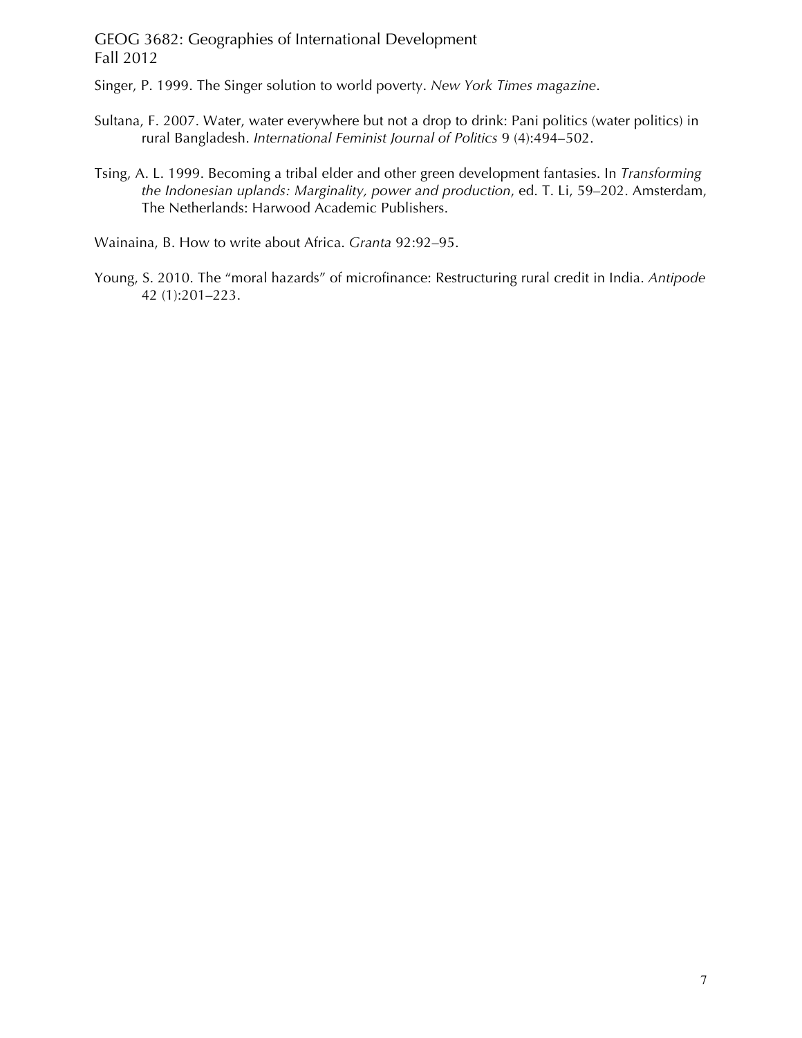Singer, P. 1999. The Singer solution to world poverty. *New York Times magazine*.

Sultana, F. 2007. Water, water everywhere but not a drop to drink: Pani politics (water politics) in rural Bangladesh. *International Feminist Journal of Politics* 9 (4):494–502.

Tsing, A. L. 1999. Becoming a tribal elder and other green development fantasies. In *Transforming the Indonesian uplands: Marginality, power and production*, ed. T. Li, 59–202. Amsterdam, The Netherlands: Harwood Academic Publishers.

Wainaina, B. How to write about Africa. *Granta* 92:92–95.

Young, S. 2010. The "moral hazards" of microfinance: Restructuring rural credit in India. *Antipode* 42 (1):201–223.